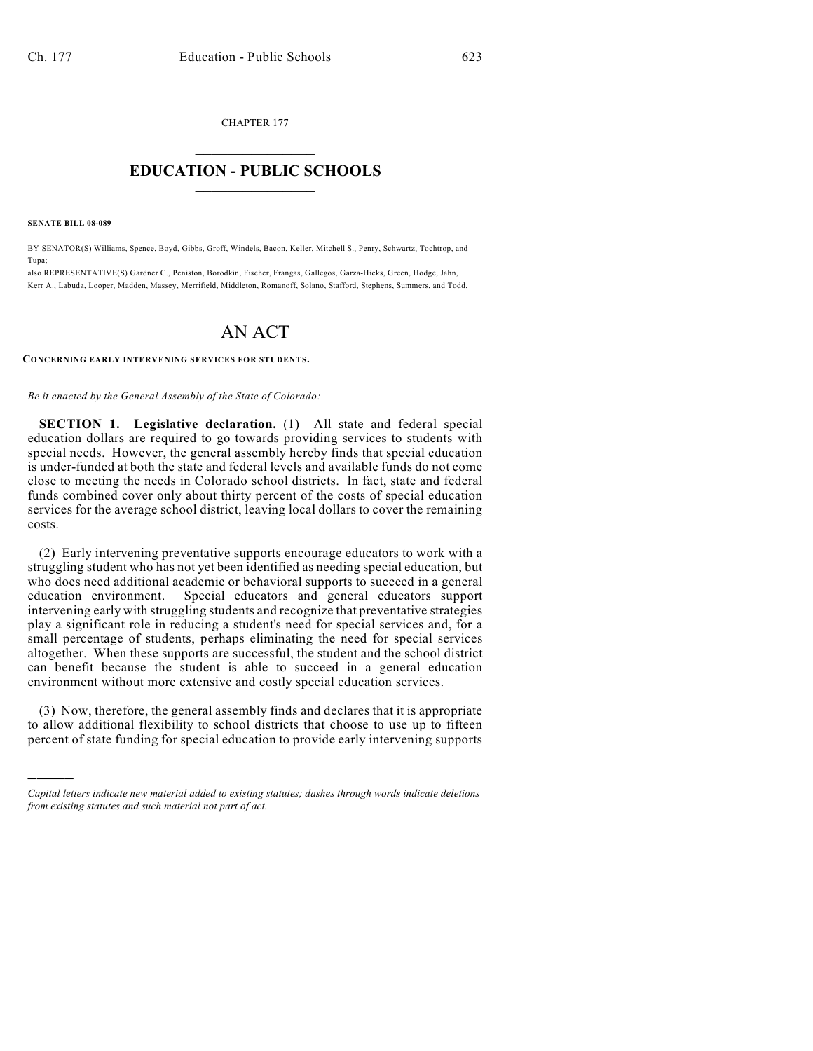CHAPTER 177

# EDUCATION - PUBLIC SCHOOLS

**SENATE BILL 08-089**

BY SENATOR(S) Williams, Spence, Boyd, Gibbs, Groff, Windels, Bacon, Keller, Mitchell S., Penry, Schwartz, Tochtrop, and Tupa;

also REPRESENTATIVE(S) Gardner C., Peniston, Borodkin, Fischer, Frangas, Gallegos, Garza-Hicks, Green, Hodge, Jahn, Kerr A., Labuda, Looper, Madden, Massey, Merrifield, Middleton, Romanoff, Solano, Stafford, Stephens, Summers, and Todd.

# AN ACT

**CONCERNING EARLY INTERVENING SERVICES FOR STUDENTS.**

*Be it enacted by the General Assembly of the State of Colorado:*

**SECTION 1. Legislative declaration.** (1) All state and federal special education dollars are required to go towards providing services to students with special needs. However, the general assembly hereby finds that special education is under-funded at both the state and federal levels and available funds do not come close to meeting the needs in Colorado school districts. In fact, state and federal funds combined cover only about thirty percent of the costs of special education services for the average school district, leaving local dollars to cover the remaining costs.

(2) Early intervening preventative supports encourage educators to work with a struggling student who has not yet been identified as needing special education, but who does need additional academic or behavioral supports to succeed in a general education environment. Special educators and general educators support intervening early with struggling students and recognize that preventative strategies play a significant role in reducing a student's need for special services and, for a small percentage of students, perhaps eliminating the need for special services altogether. When these supports are successful, the student and the school district can benefit because the student is able to succeed in a general education environment without more extensive and costly special education services.

(3) Now, therefore, the general assembly finds and declares that it is appropriate to allow additional flexibility to school districts that choose to use up to fifteen percent of state funding for special education to provide early intervening supports

---

*Capital letters indicate new material added to existing statutes; dashes through words indicate deletions from existing statutes and such material not part of act.*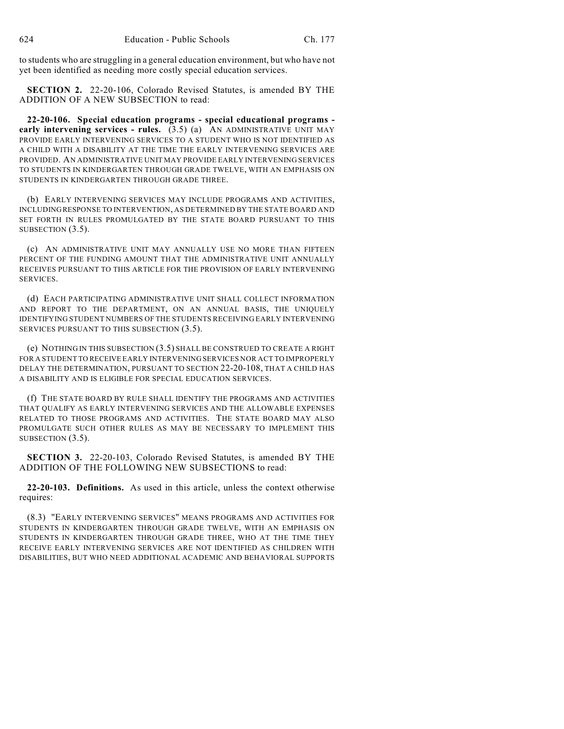to students who are struggling in a general education environment, but who have not yet been identified as needing more costly special education services.

**SECTION 2.** 22-20-106, Colorado Revised Statutes, is amended BY THE ADDITION OF A NEW SUBSECTION to read:

**22-20-106. Special education programs - special educational programs - early intervening services - rules.** (3.5) (a) AN ADMINISTRATIVE UNIT MAY PROVIDE EARLY INTERVENING SERVICES TO A STUDENT WHO IS NOT IDENTIFIED AS A CHILD WITH A DISABILITY AT THE TIME THE EARLY INTERVENING SERVICES ARE PROVIDED. AN ADMINISTRATIVE UNIT MAY PROVIDE EARLY INTERVENING SERVICES TO STUDENTS IN KINDERGARTEN THROUGH GRADE TWELVE, WITH AN EMPHASIS ON STUDENTS IN KINDERGARTEN THROUGH GRADE THREE.

(b) EARLY INTERVENING SERVICES MAY INCLUDE PROGRAMS AND ACTIVITIES, INCLUDING RESPONSE TO INTERVENTION, AS DETERMINED BY THE STATE BOARD AND SET FORTH IN RULES PROMULGATED BY THE STATE BOARD PURSUANT TO THIS SUBSECTION (3.5).

(c) AN ADMINISTRATIVE UNIT MAY ANNUALLY USE NO MORE THAN FIFTEEN PERCENT OF THE FUNDING AMOUNT THAT THE ADMINISTRATIVE UNIT ANNUALLY RECEIVES PURSUANT TO THIS ARTICLE FOR THE PROVISION OF EARLY INTERVENING SERVICES.

(d) EACH PARTICIPATING ADMINISTRATIVE UNIT SHALL COLLECT INFORMATION AND REPORT TO THE DEPARTMENT, ON AN ANNUAL BASIS, THE UNIQUELY IDENTIFYING STUDENT NUMBERS OF THE STUDENTS RECEIVING EARLY INTERVENING SERVICES PURSUANT TO THIS SUBSECTION (3.5).

(e) NOTHING IN THIS SUBSECTION (3.5) SHALL BE CONSTRUED TO CREATE A RIGHT FOR A STUDENT TO RECEIVE EARLY INTERVENING SERVICES NOR ACT TO IMPROPERLY DELAY THE DETERMINATION, PURSUANT TO SECTION 22-20-108, THAT A CHILD HAS A DISABILITY AND IS ELIGIBLE FOR SPECIAL EDUCATION SERVICES.

(f) THE STATE BOARD BY RULE SHALL IDENTIFY THE PROGRAMS AND ACTIVITIES THAT QUALIFY AS EARLY INTERVENING SERVICES AND THE ALLOWABLE EXPENSES RELATED TO THOSE PROGRAMS AND ACTIVITIES. THE STATE BOARD MAY ALSO PROMULGATE SUCH OTHER RULES AS MAY BE NECESSARY TO IMPLEMENT THIS SUBSECTION (3.5).

**SECTION 3.** 22-20-103, Colorado Revised Statutes, is amended BY THE ADDITION OF THE FOLLOWING NEW SUBSECTIONS to read:

**22-20-103. Definitions.** As used in this article, unless the context otherwise requires:

(8.3) "EARLY INTERVENING SERVICES" MEANS PROGRAMS AND ACTIVITIES FOR STUDENTS IN KINDERGARTEN THROUGH GRADE TWELVE, WITH AN EMPHASIS ON STUDENTS IN KINDERGARTEN THROUGH GRADE THREE, WHO AT THE TIME THEY RECEIVE EARLY INTERVENING SERVICES ARE NOT IDENTIFIED AS CHILDREN WITH DISABILITIES, BUT WHO NEED ADDITIONAL ACADEMIC AND BEHAVIORAL SUPPORTS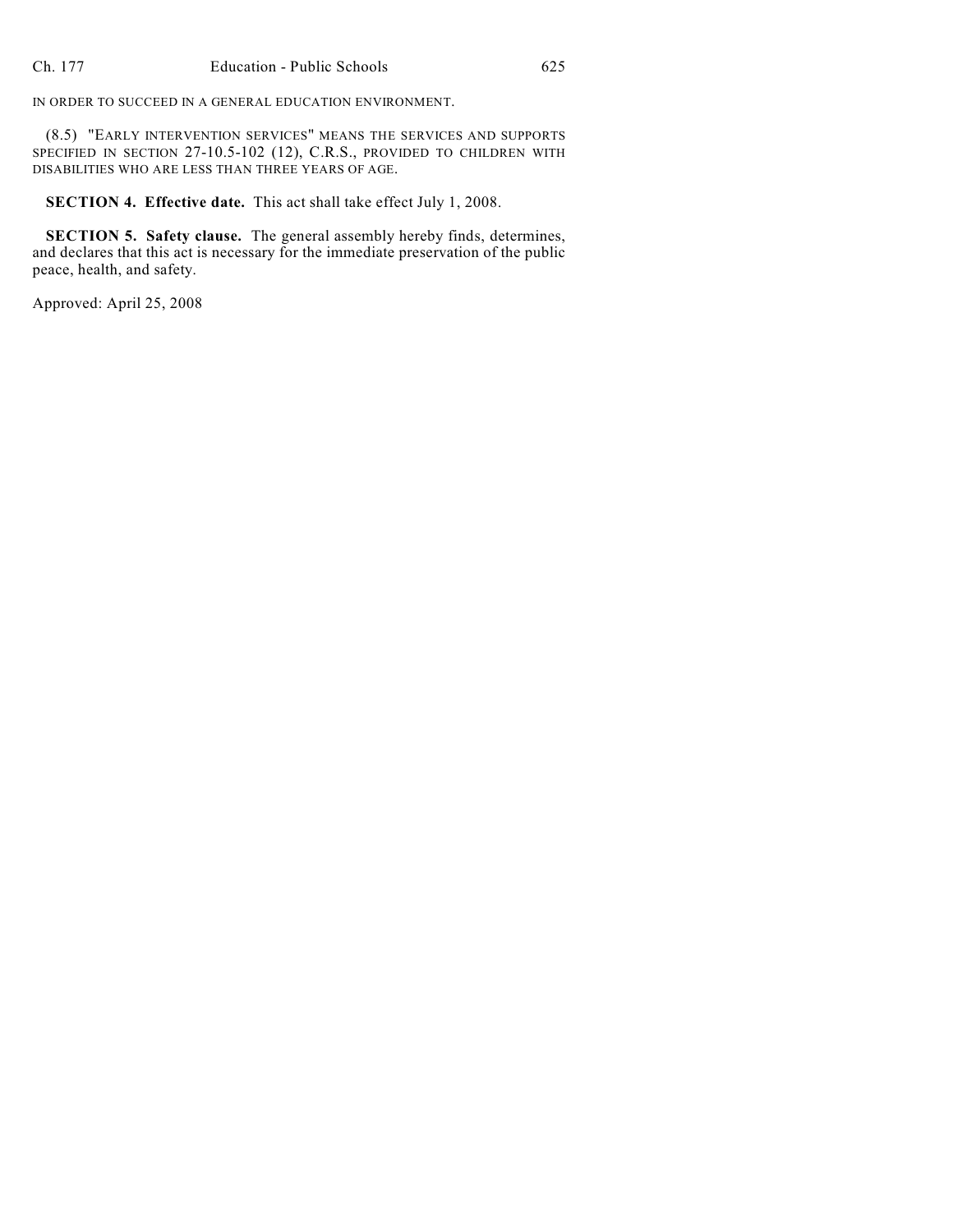IN ORDER TO SUCCEED IN A GENERAL EDUCATION ENVIRONMENT.

(8.5) "EARLY INTERVENTION SERVICES" MEANS THE SERVICES AND SUPPORTS SPECIFIED IN SECTION 27-10.5-102 (12), C.R.S., PROVIDED TO CHILDREN WITH DISABILITIES WHO ARE LESS THAN THREE YEARS OF AGE.

**SECTION 4. Effective date.** This act shall take effect July 1, 2008.

**SECTION 5. Safety clause.** The general assembly hereby finds, determines, and declares that this act is necessary for the immediate preservation of the public peace, health, and safety.

Approved: April 25, 2008